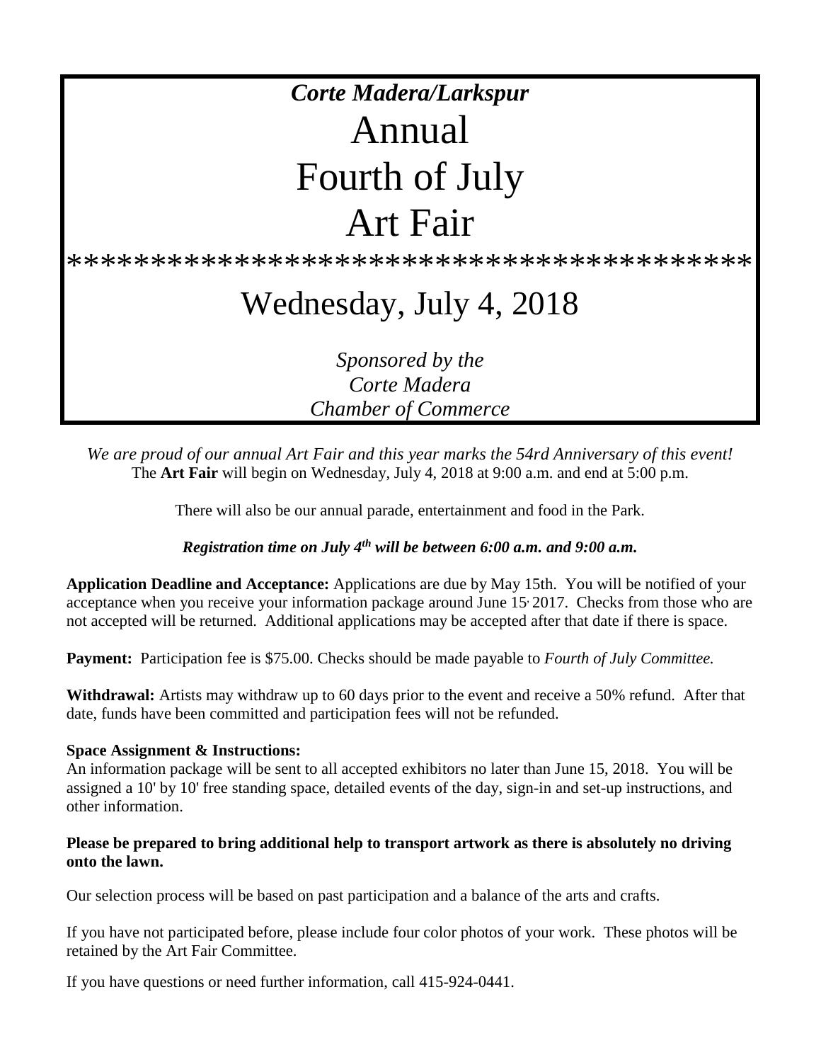*Corte Madera/Larkspur*

# Annual Fourth of July Art Fair

******************************************

## Wednesday, July 4, 2018

*Sponsored by the Corte Madera Chamber of Commerce*

*We are proud of our annual Art Fair and this year marks the 54rd Anniversary of this event!*
The **Art Fair** will begin on Wednesday, July 4, 2018 at 9:00 a.m. and end at 5:00 p.m.

There will also be our annual parade, entertainment and food in the Park.

***Registration time on July 4th will be between 6:00 a.m. and 9:00 a.m.***

**Application Deadline and Acceptance:** Applications are due by May 15th. You will be notified of your acceptance when you receive your information package around June 15, 2017. Checks from those who are not accepted will be returned. Additional applications may be accepted after that date if there is space.

**Payment:** Participation fee is $75.00. Checks should be made payable to *Fourth of July Committee.*

**Withdrawal:** Artists may withdraw up to 60 days prior to the event and receive a 50% refund. After that date, funds have been committed and participation fees will not be refunded.

**Space Assignment & Instructions:**
An information package will be sent to all accepted exhibitors no later than June 15, 2018. You will be assigned a 10' by 10' free standing space, detailed events of the day, sign-in and set-up instructions, and other information.

**Please be prepared to bring additional help to transport artwork as there is absolutely no driving onto the lawn.**

Our selection process will be based on past participation and a balance of the arts and crafts.

If you have not participated before, please include four color photos of your work. These photos will be retained by the Art Fair Committee.

If you have questions or need further information, call 415-924-0441.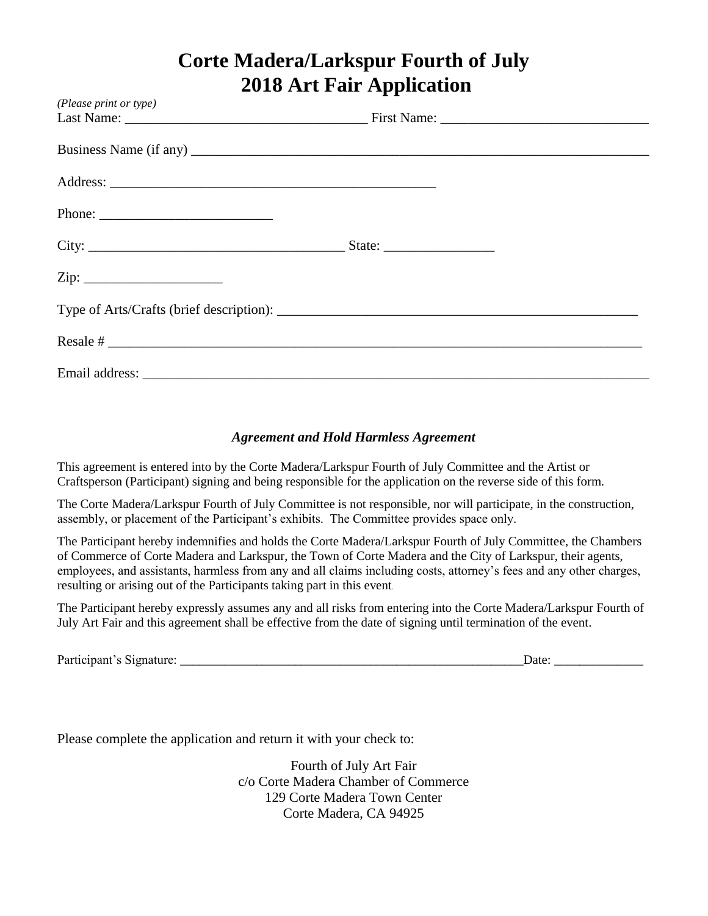# Corte Madera/Larkspur Fourth of July
# 2018 Art Fair Application

*(Please print or type)*

Last Name: ___________________________________ First Name: ______________________________

Business Name (if any) ______________________________________________________________________

Address: __________________________________________________

Phone: __________________________

City: ______________________________________ State: ________________

Zip: ____________________

Type of Arts/Crafts (brief description): ______________________________________________________

Resale # _________________________________________________________________________________

Email address: _____________________________________________________________________________

### *Agreement and Hold Harmless Agreement*

This agreement is entered into by the Corte Madera/Larkspur Fourth of July Committee and the Artist or Craftsperson (Participant) signing and being responsible for the application on the reverse side of this form.

The Corte Madera/Larkspur Fourth of July Committee is not responsible, nor will participate, in the construction, assembly, or placement of the Participant's exhibits. The Committee provides space only.

The Participant hereby indemnifies and holds the Corte Madera/Larkspur Fourth of July Committee, the Chambers of Commerce of Corte Madera and Larkspur, the Town of Corte Madera and the City of Larkspur, their agents, employees, and assistants, harmless from any and all claims including costs, attorney's fees and any other charges, resulting or arising out of the Participants taking part in this event.

The Participant hereby expressly assumes any and all risks from entering into the Corte Madera/Larkspur Fourth of July Art Fair and this agreement shall be effective from the date of signing until termination of the event.

Participant's Signature: _________________________________________________________Date: ______________

Please complete the application and return it with your check to:

Fourth of July Art Fair
c/o Corte Madera Chamber of Commerce
129 Corte Madera Town Center
Corte Madera, CA 94925